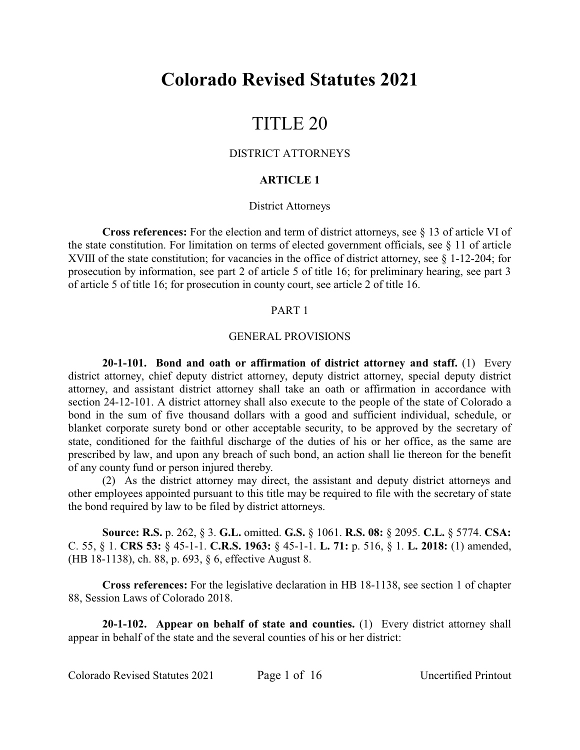# Colorado Revised Statutes 2021

# TITLE 20

## DISTRICT ATTORNEYS

### ARTICLE 1

#### District Attorneys

**Cross references:** For the election and term of district attorneys, see § 13 of article VI of the state constitution. For limitation on terms of elected government officials, see § 11 of article XVIII of the state constitution; for vacancies in the office of district attorney, see § 1-12-204; for prosecution by information, see part 2 of article 5 of title 16; for preliminary hearing, see part 3 of article 5 of title 16; for prosecution in county court, see article 2 of title 16.

#### PART 1

#### GENERAL PROVISIONS

**20-1-101. Bond and oath or affirmation of district attorney and staff.** (1) Every district attorney, chief deputy district attorney, deputy district attorney, special deputy district attorney, and assistant district attorney shall take an oath or affirmation in accordance with section 24-12-101. A district attorney shall also execute to the people of the state of Colorado a bond in the sum of five thousand dollars with a good and sufficient individual, schedule, or blanket corporate surety bond or other acceptable security, to be approved by the secretary of state, conditioned for the faithful discharge of the duties of his or her office, as the same are prescribed by law, and upon any breach of such bond, an action shall lie thereon for the benefit of any county fund or person injured thereby.

(2) As the district attorney may direct, the assistant and deputy district attorneys and other employees appointed pursuant to this title may be required to file with the secretary of state the bond required by law to be filed by district attorneys.

**Source: R.S.** p. 262, § 3. **G.L.** omitted. **G.S.** § 1061. **R.S. 08:** § 2095. **C.L.** § 5774. **CSA:** C. 55, § 1. **CRS 53:** § 45-1-1. **C.R.S. 1963:** § 45-1-1. **L. 71:** p. 516, § 1. **L. 2018:** (1) amended, (HB 18-1138), ch. 88, p. 693, § 6, effective August 8.

**Cross references:** For the legislative declaration in HB 18-1138, see section 1 of chapter 88, Session Laws of Colorado 2018.

**20-1-102. Appear on behalf of state and counties.** (1) Every district attorney shall appear in behalf of the state and the several counties of his or her district: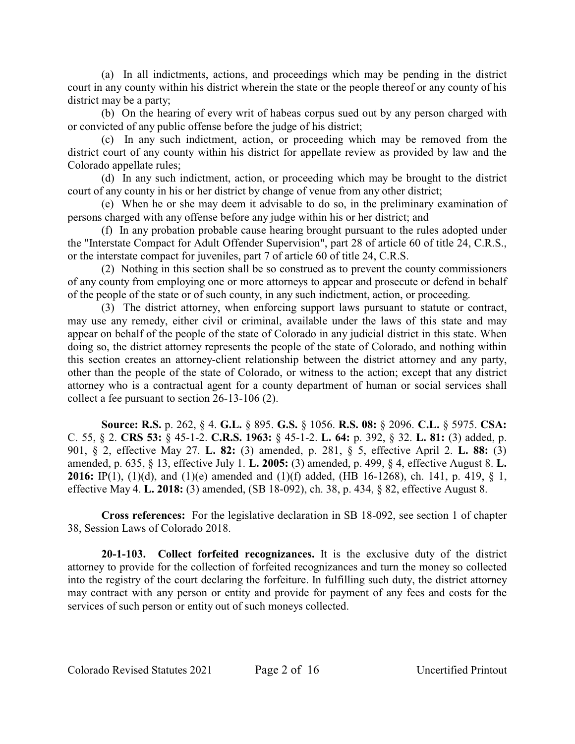(a) In all indictments, actions, and proceedings which may be pending in the district court in any county within his district wherein the state or the people thereof or any county of his district may be a party;

(b) On the hearing of every writ of habeas corpus sued out by any person charged with or convicted of any public offense before the judge of his district;

(c) In any such indictment, action, or proceeding which may be removed from the district court of any county within his district for appellate review as provided by law and the Colorado appellate rules;

(d) In any such indictment, action, or proceeding which may be brought to the district court of any county in his or her district by change of venue from any other district;

(e) When he or she may deem it advisable to do so, in the preliminary examination of persons charged with any offense before any judge within his or her district; and

(f) In any probation probable cause hearing brought pursuant to the rules adopted under the "Interstate Compact for Adult Offender Supervision", part 28 of article 60 of title 24, C.R.S., or the interstate compact for juveniles, part 7 of article 60 of title 24, C.R.S.

(2) Nothing in this section shall be so construed as to prevent the county commissioners of any county from employing one or more attorneys to appear and prosecute or defend in behalf of the people of the state or of such county, in any such indictment, action, or proceeding.

(3) The district attorney, when enforcing support laws pursuant to statute or contract, may use any remedy, either civil or criminal, available under the laws of this state and may appear on behalf of the people of the state of Colorado in any judicial district in this state. When doing so, the district attorney represents the people of the state of Colorado, and nothing within this section creates an attorney-client relationship between the district attorney and any party, other than the people of the state of Colorado, or witness to the action; except that any district attorney who is a contractual agent for a county department of human or social services shall collect a fee pursuant to section 26-13-106 (2).

**Source: R.S.** p. 262, § 4. **G.L.** § 895. **G.S.** § 1056. **R.S. 08:** § 2096. **C.L.** § 5975. **CSA:** C. 55, § 2. **CRS 53:** § 45-1-2. **C.R.S. 1963:** § 45-1-2. **L. 64:** p. 392, § 32. **L. 81:** (3) added, p. 901, § 2, effective May 27. **L. 82:** (3) amended, p. 281, § 5, effective April 2. **L. 88:** (3) amended, p. 635, § 13, effective July 1. **L. 2005:** (3) amended, p. 499, § 4, effective August 8. **L. 2016:** IP(1), (1)(d), and (1)(e) amended and (1)(f) added, (HB 16-1268), ch. 141, p. 419, § 1, effective May 4. **L. 2018:** (3) amended, (SB 18-092), ch. 38, p. 434, § 82, effective August 8.

**Cross references:** For the legislative declaration in SB 18-092, see section 1 of chapter 38, Session Laws of Colorado 2018.

**20-1-103. Collect forfeited recognizances.** It is the exclusive duty of the district attorney to provide for the collection of forfeited recognizances and turn the money so collected into the registry of the court declaring the forfeiture. In fulfilling such duty, the district attorney may contract with any person or entity and provide for payment of any fees and costs for the services of such person or entity out of such moneys collected.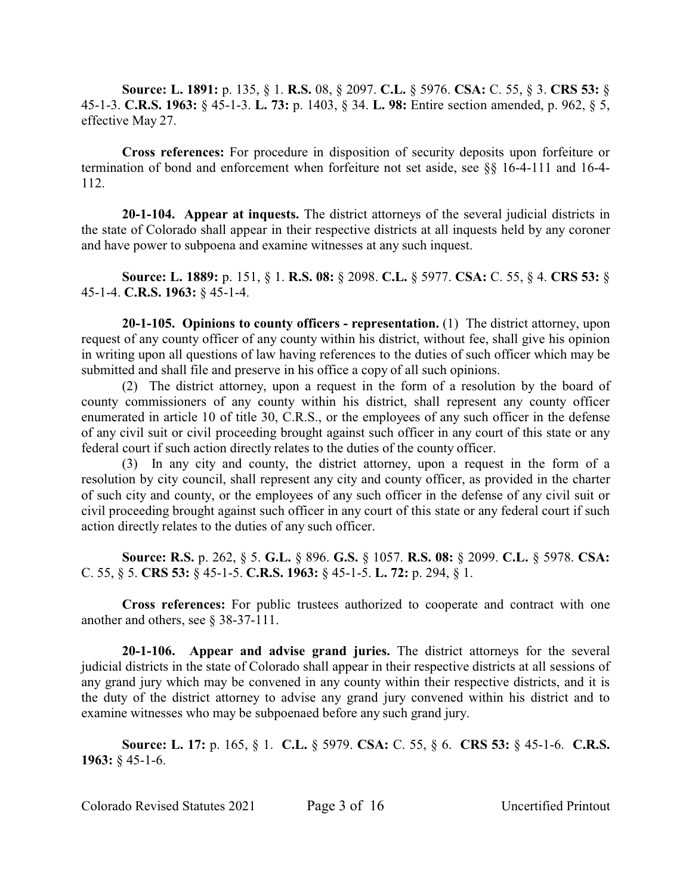**Source: L. 1891:** p. 135, § 1. **R.S.** 08, § 2097. **C.L.** § 5976. **CSA:** C. 55, § 3. **CRS 53:** § 45-1-3. **C.R.S. 1963:** § 45-1-3. **L. 73:** p. 1403, § 34. **L. 98:** Entire section amended, p. 962, § 5, effective May 27.

**Cross references:** For procedure in disposition of security deposits upon forfeiture or termination of bond and enforcement when forfeiture not set aside, see §§ 16-4-111 and 16-4-112.

**20-1-104. Appear at inquests.** The district attorneys of the several judicial districts in the state of Colorado shall appear in their respective districts at all inquests held by any coroner and have power to subpoena and examine witnesses at any such inquest.

**Source: L. 1889:** p. 151, § 1. **R.S. 08:** § 2098. **C.L.** § 5977. **CSA:** C. 55, § 4. **CRS 53:** § 45-1-4. **C.R.S. 1963:** § 45-1-4.

**20-1-105. Opinions to county officers - representation.** (1) The district attorney, upon request of any county officer of any county within his district, without fee, shall give his opinion in writing upon all questions of law having references to the duties of such officer which may be submitted and shall file and preserve in his office a copy of all such opinions.

(2) The district attorney, upon a request in the form of a resolution by the board of county commissioners of any county within his district, shall represent any county officer enumerated in article 10 of title 30, C.R.S., or the employees of any such officer in the defense of any civil suit or civil proceeding brought against such officer in any court of this state or any federal court if such action directly relates to the duties of the county officer.

(3) In any city and county, the district attorney, upon a request in the form of a resolution by city council, shall represent any city and county officer, as provided in the charter of such city and county, or the employees of any such officer in the defense of any civil suit or civil proceeding brought against such officer in any court of this state or any federal court if such action directly relates to the duties of any such officer.

**Source: R.S.** p. 262, § 5. **G.L.** § 896. **G.S.** § 1057. **R.S. 08:** § 2099. **C.L.** § 5978. **CSA:** C. 55, § 5. **CRS 53:** § 45-1-5. **C.R.S. 1963:** § 45-1-5. **L. 72:** p. 294, § 1.

**Cross references:** For public trustees authorized to cooperate and contract with one another and others, see § 38-37-111.

**20-1-106. Appear and advise grand juries.** The district attorneys for the several judicial districts in the state of Colorado shall appear in their respective districts at all sessions of any grand jury which may be convened in any county within their respective districts, and it is the duty of the district attorney to advise any grand jury convened within his district and to examine witnesses who may be subpoenaed before any such grand jury.

**Source: L. 17:** p. 165, § 1. **C.L.** § 5979. **CSA:** C. 55, § 6. **CRS 53:** § 45-1-6. **C.R.S. 1963:** § 45-1-6.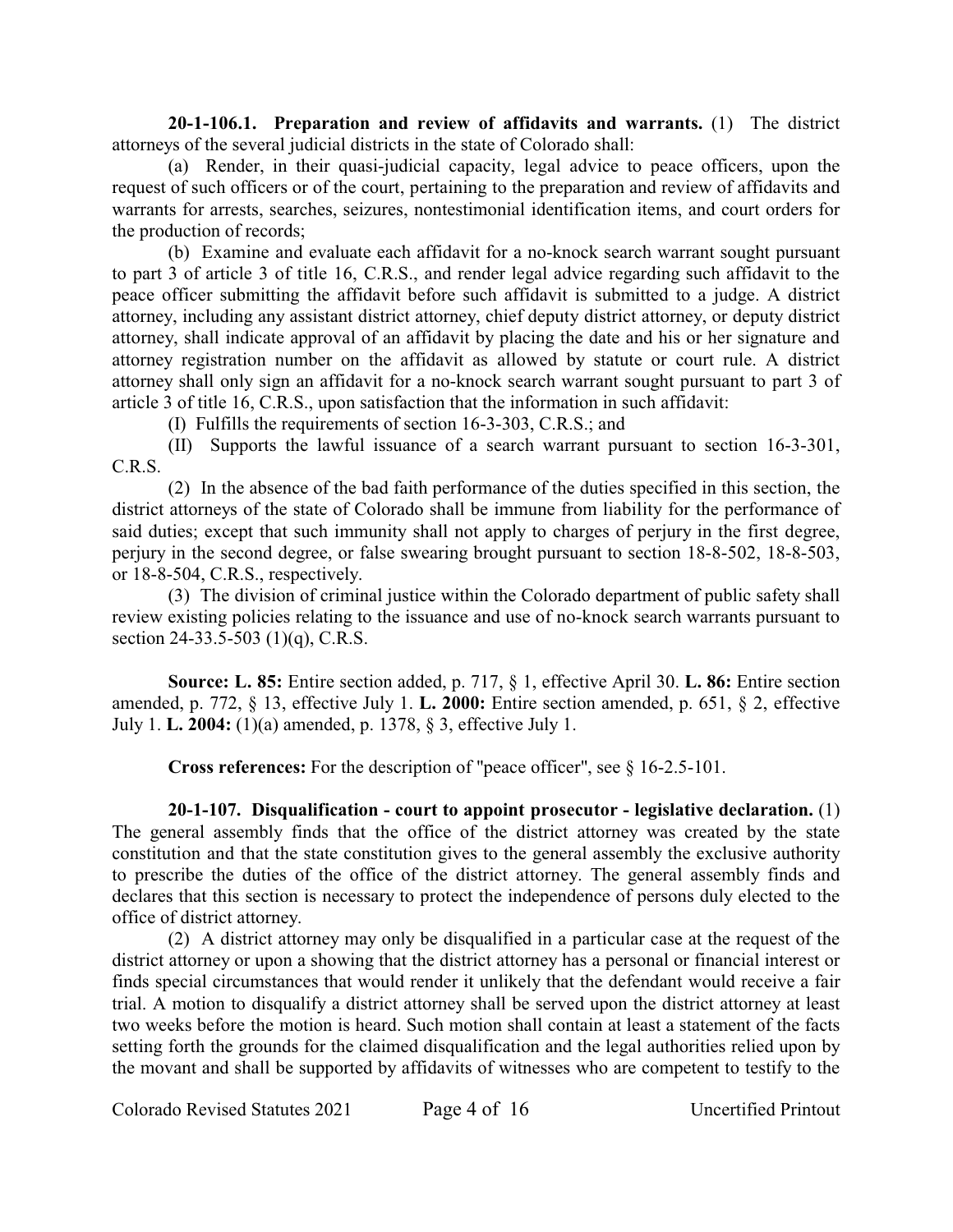**20-1-106.1. Preparation and review of affidavits and warrants.** (1) The district attorneys of the several judicial districts in the state of Colorado shall:

(a) Render, in their quasi-judicial capacity, legal advice to peace officers, upon the request of such officers or of the court, pertaining to the preparation and review of affidavits and warrants for arrests, searches, seizures, nontestimonial identification items, and court orders for the production of records;

(b) Examine and evaluate each affidavit for a no-knock search warrant sought pursuant to part 3 of article 3 of title 16, C.R.S., and render legal advice regarding such affidavit to the peace officer submitting the affidavit before such affidavit is submitted to a judge. A district attorney, including any assistant district attorney, chief deputy district attorney, or deputy district attorney, shall indicate approval of an affidavit by placing the date and his or her signature and attorney registration number on the affidavit as allowed by statute or court rule. A district attorney shall only sign an affidavit for a no-knock search warrant sought pursuant to part 3 of article 3 of title 16, C.R.S., upon satisfaction that the information in such affidavit:

(I) Fulfills the requirements of section 16-3-303, C.R.S.; and

(II) Supports the lawful issuance of a search warrant pursuant to section 16-3-301, C.R.S.

(2) In the absence of the bad faith performance of the duties specified in this section, the district attorneys of the state of Colorado shall be immune from liability for the performance of said duties; except that such immunity shall not apply to charges of perjury in the first degree, perjury in the second degree, or false swearing brought pursuant to section 18-8-502, 18-8-503, or 18-8-504, C.R.S., respectively.

(3) The division of criminal justice within the Colorado department of public safety shall review existing policies relating to the issuance and use of no-knock search warrants pursuant to section 24-33.5-503 (1)(q), C.R.S.

**Source: L. 85:** Entire section added, p. 717, § 1, effective April 30. **L. 86:** Entire section amended, p. 772, § 13, effective July 1. **L. 2000:** Entire section amended, p. 651, § 2, effective July 1. **L. 2004:** (1)(a) amended, p. 1378, § 3, effective July 1.

**Cross references:** For the description of "peace officer", see § 16-2.5-101.

**20-1-107. Disqualification - court to appoint prosecutor - legislative declaration.** (1) The general assembly finds that the office of the district attorney was created by the state constitution and that the state constitution gives to the general assembly the exclusive authority to prescribe the duties of the office of the district attorney. The general assembly finds and declares that this section is necessary to protect the independence of persons duly elected to the office of district attorney.

(2) A district attorney may only be disqualified in a particular case at the request of the district attorney or upon a showing that the district attorney has a personal or financial interest or finds special circumstances that would render it unlikely that the defendant would receive a fair trial. A motion to disqualify a district attorney shall be served upon the district attorney at least two weeks before the motion is heard. Such motion shall contain at least a statement of the facts setting forth the grounds for the claimed disqualification and the legal authorities relied upon by the movant and shall be supported by affidavits of witnesses who are competent to testify to the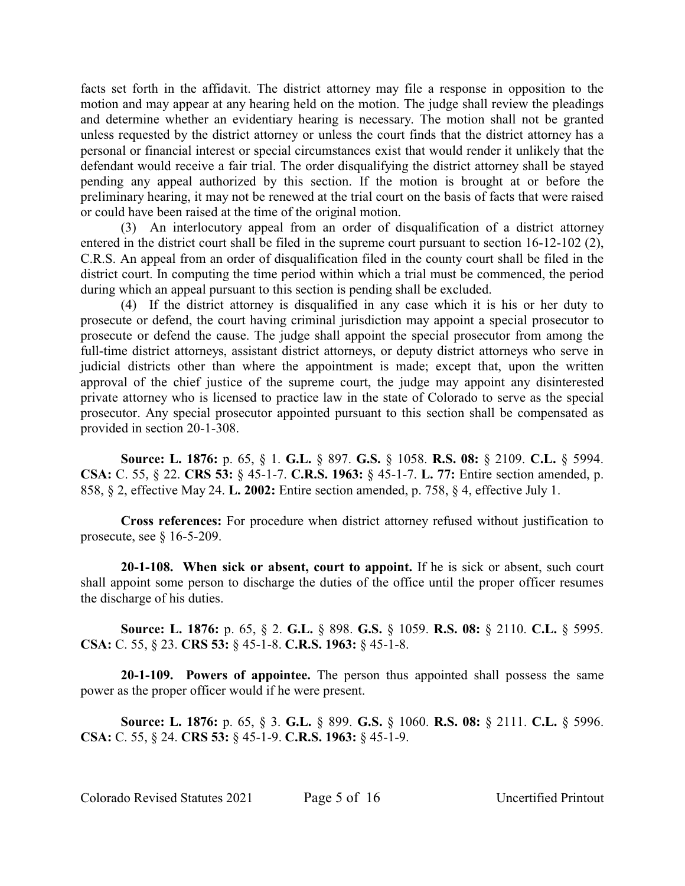facts set forth in the affidavit. The district attorney may file a response in opposition to the motion and may appear at any hearing held on the motion. The judge shall review the pleadings and determine whether an evidentiary hearing is necessary. The motion shall not be granted unless requested by the district attorney or unless the court finds that the district attorney has a personal or financial interest or special circumstances exist that would render it unlikely that the defendant would receive a fair trial. The order disqualifying the district attorney shall be stayed pending any appeal authorized by this section. If the motion is brought at or before the preliminary hearing, it may not be renewed at the trial court on the basis of facts that were raised or could have been raised at the time of the original motion.

(3) An interlocutory appeal from an order of disqualification of a district attorney entered in the district court shall be filed in the supreme court pursuant to section 16-12-102 (2), C.R.S. An appeal from an order of disqualification filed in the county court shall be filed in the district court. In computing the time period within which a trial must be commenced, the period during which an appeal pursuant to this section is pending shall be excluded.

(4) If the district attorney is disqualified in any case which it is his or her duty to prosecute or defend, the court having criminal jurisdiction may appoint a special prosecutor to prosecute or defend the cause. The judge shall appoint the special prosecutor from among the full-time district attorneys, assistant district attorneys, or deputy district attorneys who serve in judicial districts other than where the appointment is made; except that, upon the written approval of the chief justice of the supreme court, the judge may appoint any disinterested private attorney who is licensed to practice law in the state of Colorado to serve as the special prosecutor. Any special prosecutor appointed pursuant to this section shall be compensated as provided in section 20-1-308.

**Source: L. 1876:** p. 65, § 1. **G.L.** § 897. **G.S.** § 1058. **R.S. 08:** § 2109. **C.L.** § 5994. **CSA:** C. 55, § 22. **CRS 53:** § 45-1-7. **C.R.S. 1963:** § 45-1-7. **L. 77:** Entire section amended, p. 858, § 2, effective May 24. **L. 2002:** Entire section amended, p. 758, § 4, effective July 1.

**Cross references:** For procedure when district attorney refused without justification to prosecute, see § 16-5-209.

**20-1-108. When sick or absent, court to appoint.** If he is sick or absent, such court shall appoint some person to discharge the duties of the office until the proper officer resumes the discharge of his duties.

**Source: L. 1876:** p. 65, § 2. **G.L.** § 898. **G.S.** § 1059. **R.S. 08:** § 2110. **C.L.** § 5995. **CSA:** C. 55, § 23. **CRS 53:** § 45-1-8. **C.R.S. 1963:** § 45-1-8.

**20-1-109. Powers of appointee.** The person thus appointed shall possess the same power as the proper officer would if he were present.

**Source: L. 1876:** p. 65, § 3. **G.L.** § 899. **G.S.** § 1060. **R.S. 08:** § 2111. **C.L.** § 5996. **CSA:** C. 55, § 24. **CRS 53:** § 45-1-9. **C.R.S. 1963:** § 45-1-9.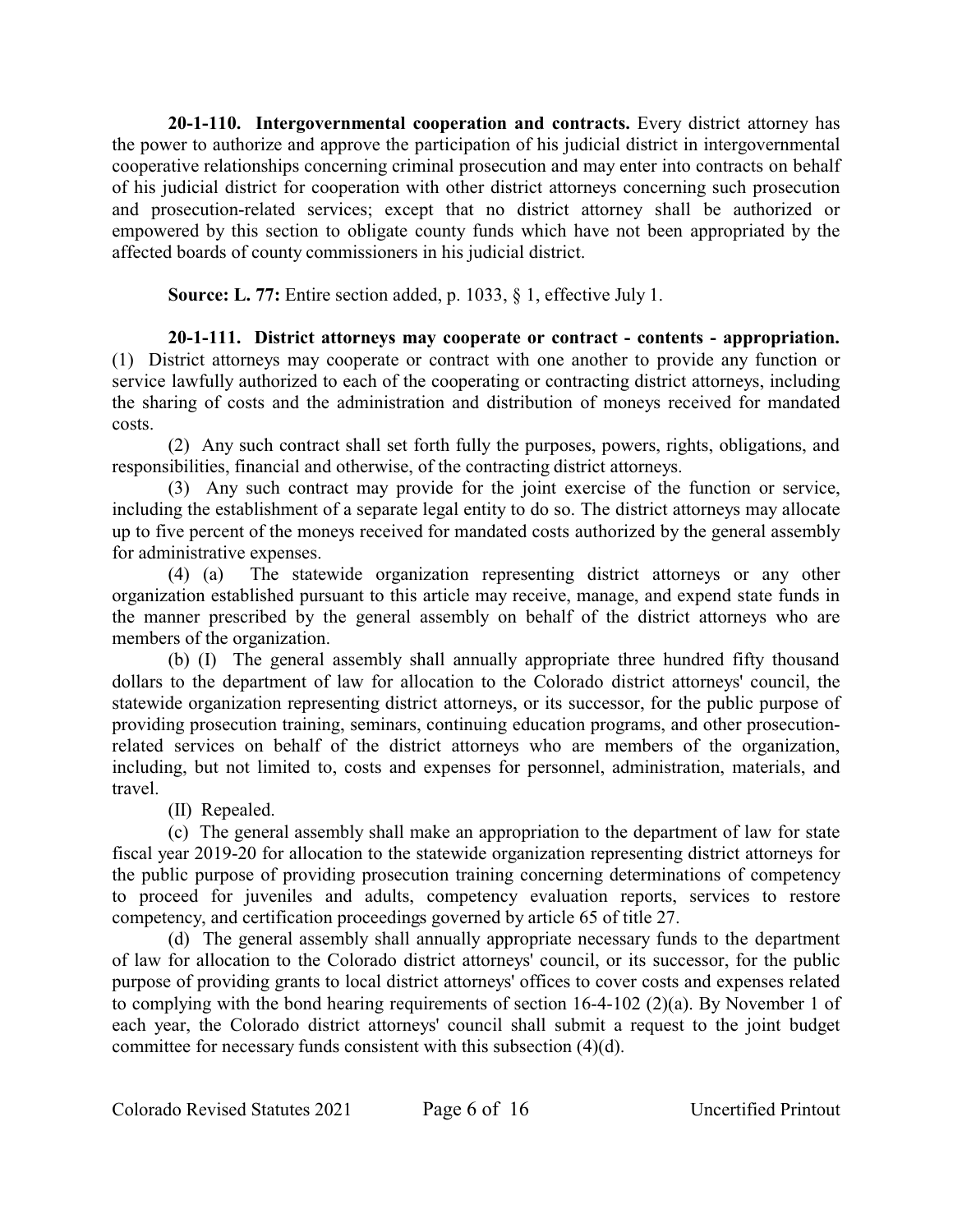**20-1-110. Intergovernmental cooperation and contracts.** Every district attorney has the power to authorize and approve the participation of his judicial district in intergovernmental cooperative relationships concerning criminal prosecution and may enter into contracts on behalf of his judicial district for cooperation with other district attorneys concerning such prosecution and prosecution-related services; except that no district attorney shall be authorized or empowered by this section to obligate county funds which have not been appropriated by the affected boards of county commissioners in his judicial district.

**Source: L. 77:** Entire section added, p. 1033, § 1, effective July 1.

**20-1-111. District attorneys may cooperate or contract - contents - appropriation.** (1) District attorneys may cooperate or contract with one another to provide any function or service lawfully authorized to each of the cooperating or contracting district attorneys, including the sharing of costs and the administration and distribution of moneys received for mandated costs.

(2) Any such contract shall set forth fully the purposes, powers, rights, obligations, and responsibilities, financial and otherwise, of the contracting district attorneys.

(3) Any such contract may provide for the joint exercise of the function or service, including the establishment of a separate legal entity to do so. The district attorneys may allocate up to five percent of the moneys received for mandated costs authorized by the general assembly for administrative expenses.

(4) (a) The statewide organization representing district attorneys or any other organization established pursuant to this article may receive, manage, and expend state funds in the manner prescribed by the general assembly on behalf of the district attorneys who are members of the organization.

(b) (I) The general assembly shall annually appropriate three hundred fifty thousand dollars to the department of law for allocation to the Colorado district attorneys' council, the statewide organization representing district attorneys, or its successor, for the public purpose of providing prosecution training, seminars, continuing education programs, and other prosecution-related services on behalf of the district attorneys who are members of the organization, including, but not limited to, costs and expenses for personnel, administration, materials, and travel.

(II) Repealed.

(c) The general assembly shall make an appropriation to the department of law for state fiscal year 2019-20 for allocation to the statewide organization representing district attorneys for the public purpose of providing prosecution training concerning determinations of competency to proceed for juveniles and adults, competency evaluation reports, services to restore competency, and certification proceedings governed by article 65 of title 27.

(d) The general assembly shall annually appropriate necessary funds to the department of law for allocation to the Colorado district attorneys' council, or its successor, for the public purpose of providing grants to local district attorneys' offices to cover costs and expenses related to complying with the bond hearing requirements of section 16-4-102 (2)(a). By November 1 of each year, the Colorado district attorneys' council shall submit a request to the joint budget committee for necessary funds consistent with this subsection (4)(d).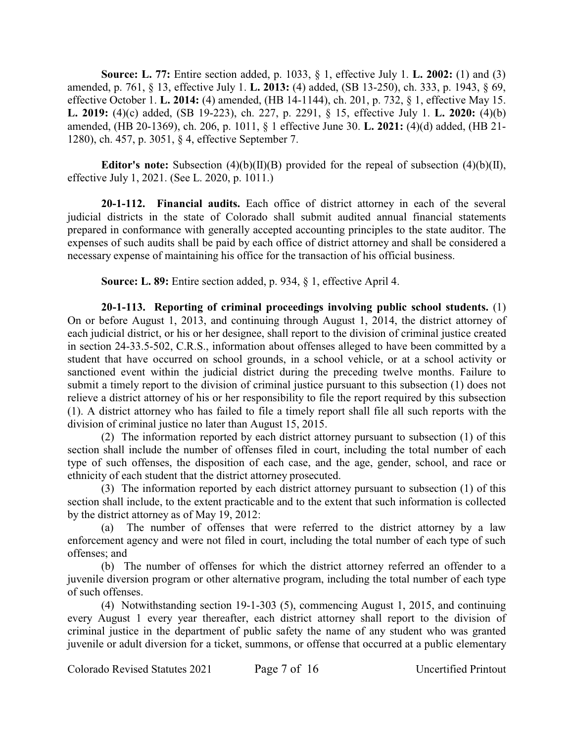**Source: L. 77:** Entire section added, p. 1033, § 1, effective July 1. **L. 2002:** (1) and (3) amended, p. 761, § 13, effective July 1. **L. 2013:** (4) added, (SB 13-250), ch. 333, p. 1943, § 69, effective October 1. **L. 2014:** (4) amended, (HB 14-1144), ch. 201, p. 732, § 1, effective May 15. **L. 2019:** (4)(c) added, (SB 19-223), ch. 227, p. 2291, § 15, effective July 1. **L. 2020:** (4)(b) amended, (HB 20-1369), ch. 206, p. 1011, § 1 effective June 30. **L. 2021:** (4)(d) added, (HB 21-1280), ch. 457, p. 3051, § 4, effective September 7.

**Editor's note:** Subsection (4)(b)(II)(B) provided for the repeal of subsection (4)(b)(II), effective July 1, 2021. (See L. 2020, p. 1011.)

**20-1-112. Financial audits.** Each office of district attorney in each of the several judicial districts in the state of Colorado shall submit audited annual financial statements prepared in conformance with generally accepted accounting principles to the state auditor. The expenses of such audits shall be paid by each office of district attorney and shall be considered a necessary expense of maintaining his office for the transaction of his official business.

**Source: L. 89:** Entire section added, p. 934, § 1, effective April 4.

**20-1-113. Reporting of criminal proceedings involving public school students.** (1) On or before August 1, 2013, and continuing through August 1, 2014, the district attorney of each judicial district, or his or her designee, shall report to the division of criminal justice created in section 24-33.5-502, C.R.S., information about offenses alleged to have been committed by a student that have occurred on school grounds, in a school vehicle, or at a school activity or sanctioned event within the judicial district during the preceding twelve months. Failure to submit a timely report to the division of criminal justice pursuant to this subsection (1) does not relieve a district attorney of his or her responsibility to file the report required by this subsection (1). A district attorney who has failed to file a timely report shall file all such reports with the division of criminal justice no later than August 15, 2015.

(2) The information reported by each district attorney pursuant to subsection (1) of this section shall include the number of offenses filed in court, including the total number of each type of such offenses, the disposition of each case, and the age, gender, school, and race or ethnicity of each student that the district attorney prosecuted.

(3) The information reported by each district attorney pursuant to subsection (1) of this section shall include, to the extent practicable and to the extent that such information is collected by the district attorney as of May 19, 2012:

(a) The number of offenses that were referred to the district attorney by a law enforcement agency and were not filed in court, including the total number of each type of such offenses; and

(b) The number of offenses for which the district attorney referred an offender to a juvenile diversion program or other alternative program, including the total number of each type of such offenses.

(4) Notwithstanding section 19-1-303 (5), commencing August 1, 2015, and continuing every August 1 every year thereafter, each district attorney shall report to the division of criminal justice in the department of public safety the name of any student who was granted juvenile or adult diversion for a ticket, summons, or offense that occurred at a public elementary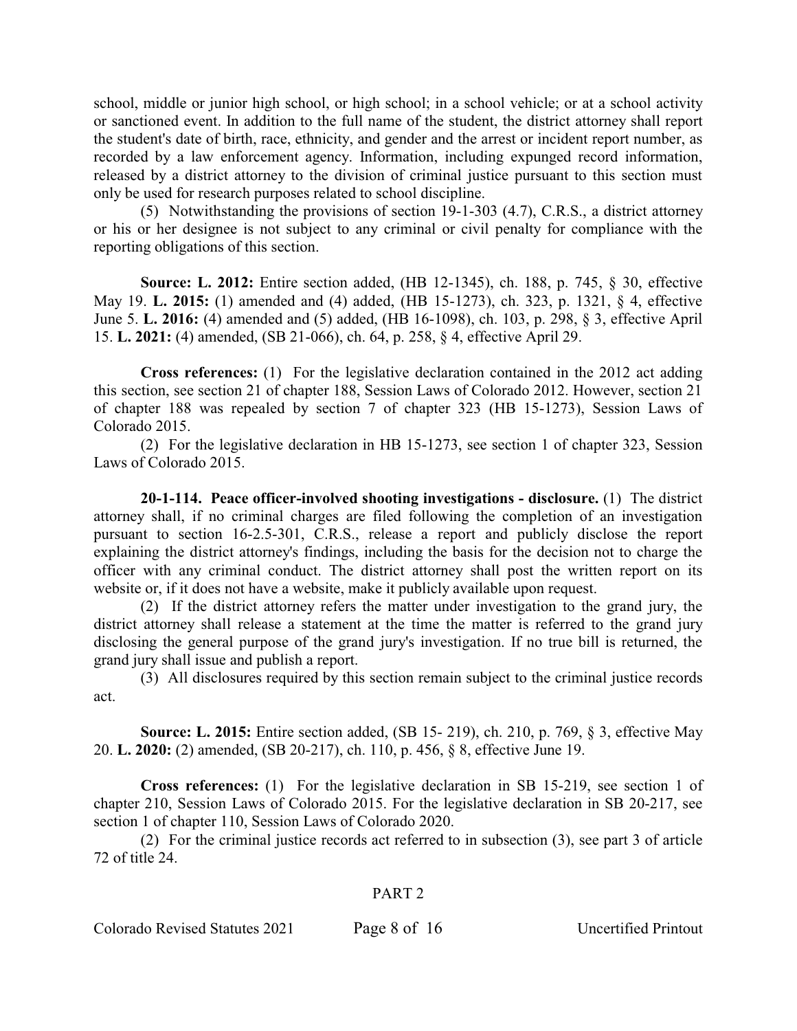school, middle or junior high school, or high school; in a school vehicle; or at a school activity or sanctioned event. In addition to the full name of the student, the district attorney shall report the student's date of birth, race, ethnicity, and gender and the arrest or incident report number, as recorded by a law enforcement agency. Information, including expunged record information, released by a district attorney to the division of criminal justice pursuant to this section must only be used for research purposes related to school discipline.

(5) Notwithstanding the provisions of section 19-1-303 (4.7), C.R.S., a district attorney or his or her designee is not subject to any criminal or civil penalty for compliance with the reporting obligations of this section.

**Source: L. 2012:** Entire section added, (HB 12-1345), ch. 188, p. 745, § 30, effective May 19. **L. 2015:** (1) amended and (4) added, (HB 15-1273), ch. 323, p. 1321, § 4, effective June 5. **L. 2016:** (4) amended and (5) added, (HB 16-1098), ch. 103, p. 298, § 3, effective April 15. **L. 2021:** (4) amended, (SB 21-066), ch. 64, p. 258, § 4, effective April 29.

**Cross references:** (1) For the legislative declaration contained in the 2012 act adding this section, see section 21 of chapter 188, Session Laws of Colorado 2012. However, section 21 of chapter 188 was repealed by section 7 of chapter 323 (HB 15-1273), Session Laws of Colorado 2015.

(2) For the legislative declaration in HB 15-1273, see section 1 of chapter 323, Session Laws of Colorado 2015.

**20-1-114. Peace officer-involved shooting investigations - disclosure.** (1) The district attorney shall, if no criminal charges are filed following the completion of an investigation pursuant to section 16-2.5-301, C.R.S., release a report and publicly disclose the report explaining the district attorney's findings, including the basis for the decision not to charge the officer with any criminal conduct. The district attorney shall post the written report on its website or, if it does not have a website, make it publicly available upon request.

(2) If the district attorney refers the matter under investigation to the grand jury, the district attorney shall release a statement at the time the matter is referred to the grand jury disclosing the general purpose of the grand jury's investigation. If no true bill is returned, the grand jury shall issue and publish a report.

(3) All disclosures required by this section remain subject to the criminal justice records act.

**Source: L. 2015:** Entire section added, (SB 15- 219), ch. 210, p. 769, § 3, effective May 20. **L. 2020:** (2) amended, (SB 20-217), ch. 110, p. 456, § 8, effective June 19.

**Cross references:** (1) For the legislative declaration in SB 15-219, see section 1 of chapter 210, Session Laws of Colorado 2015. For the legislative declaration in SB 20-217, see section 1 of chapter 110, Session Laws of Colorado 2020.

(2) For the criminal justice records act referred to in subsection (3), see part 3 of article 72 of title 24.

PART 2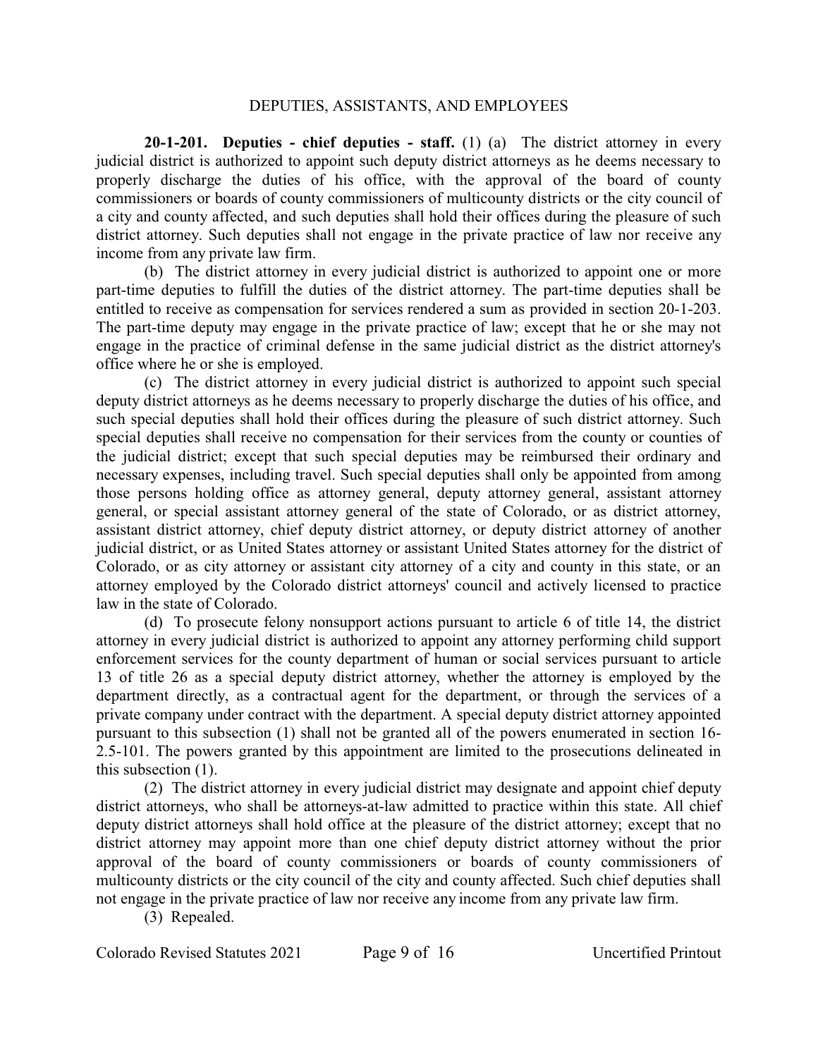DEPUTIES, ASSISTANTS, AND EMPLOYEES

**20-1-201. Deputies - chief deputies - staff.** (1) (a) The district attorney in every judicial district is authorized to appoint such deputy district attorneys as he deems necessary to properly discharge the duties of his office, with the approval of the board of county commissioners or boards of county commissioners of multicounty districts or the city council of a city and county affected, and such deputies shall hold their offices during the pleasure of such district attorney. Such deputies shall not engage in the private practice of law nor receive any income from any private law firm.

(b) The district attorney in every judicial district is authorized to appoint one or more part-time deputies to fulfill the duties of the district attorney. The part-time deputies shall be entitled to receive as compensation for services rendered a sum as provided in section 20-1-203. The part-time deputy may engage in the private practice of law; except that he or she may not engage in the practice of criminal defense in the same judicial district as the district attorney's office where he or she is employed.

(c) The district attorney in every judicial district is authorized to appoint such special deputy district attorneys as he deems necessary to properly discharge the duties of his office, and such special deputies shall hold their offices during the pleasure of such district attorney. Such special deputies shall receive no compensation for their services from the county or counties of the judicial district; except that such special deputies may be reimbursed their ordinary and necessary expenses, including travel. Such special deputies shall only be appointed from among those persons holding office as attorney general, deputy attorney general, assistant attorney general, or special assistant attorney general of the state of Colorado, or as district attorney, assistant district attorney, chief deputy district attorney, or deputy district attorney of another judicial district, or as United States attorney or assistant United States attorney for the district of Colorado, or as city attorney or assistant city attorney of a city and county in this state, or an attorney employed by the Colorado district attorneys' council and actively licensed to practice law in the state of Colorado.

(d) To prosecute felony nonsupport actions pursuant to article 6 of title 14, the district attorney in every judicial district is authorized to appoint any attorney performing child support enforcement services for the county department of human or social services pursuant to article 13 of title 26 as a special deputy district attorney, whether the attorney is employed by the department directly, as a contractual agent for the department, or through the services of a private company under contract with the department. A special deputy district attorney appointed pursuant to this subsection (1) shall not be granted all of the powers enumerated in section 16-2.5-101. The powers granted by this appointment are limited to the prosecutions delineated in this subsection (1).

(2) The district attorney in every judicial district may designate and appoint chief deputy district attorneys, who shall be attorneys-at-law admitted to practice within this state. All chief deputy district attorneys shall hold office at the pleasure of the district attorney; except that no district attorney may appoint more than one chief deputy district attorney without the prior approval of the board of county commissioners or boards of county commissioners of multicounty districts or the city council of the city and county affected. Such chief deputies shall not engage in the private practice of law nor receive any income from any private law firm.

(3) Repealed.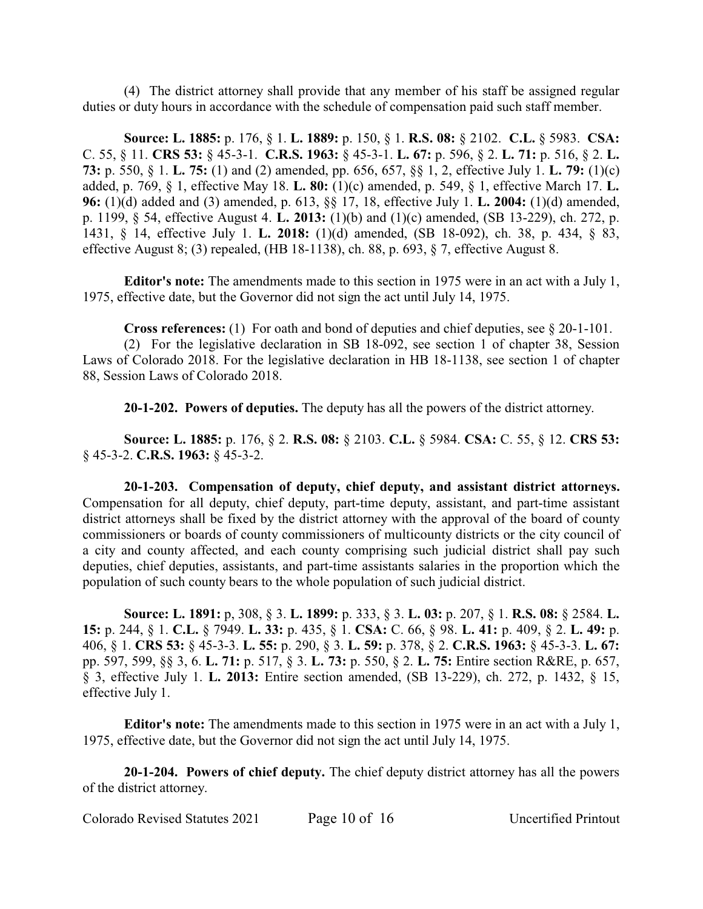(4) The district attorney shall provide that any member of his staff be assigned regular duties or duty hours in accordance with the schedule of compensation paid such staff member.

**Source: L. 1885:** p. 176, § 1. **L. 1889:** p. 150, § 1. **R.S. 08:** § 2102. **C.L.** § 5983. **CSA:** C. 55, § 11. **CRS 53:** § 45-3-1. **C.R.S. 1963:** § 45-3-1. **L. 67:** p. 596, § 2. **L. 71:** p. 516, § 2. **L. 73:** p. 550, § 1. **L. 75:** (1) and (2) amended, pp. 656, 657, §§ 1, 2, effective July 1. **L. 79:** (1)(c) added, p. 769, § 1, effective May 18. **L. 80:** (1)(c) amended, p. 549, § 1, effective March 17. **L. 96:** (1)(d) added and (3) amended, p. 613, §§ 17, 18, effective July 1. **L. 2004:** (1)(d) amended, p. 1199, § 54, effective August 4. **L. 2013:** (1)(b) and (1)(c) amended, (SB 13-229), ch. 272, p. 1431, § 14, effective July 1. **L. 2018:** (1)(d) amended, (SB 18-092), ch. 38, p. 434, § 83, effective August 8; (3) repealed, (HB 18-1138), ch. 88, p. 693, § 7, effective August 8.

**Editor's note:** The amendments made to this section in 1975 were in an act with a July 1, 1975, effective date, but the Governor did not sign the act until July 14, 1975.

**Cross references:** (1) For oath and bond of deputies and chief deputies, see § 20-1-101.

(2) For the legislative declaration in SB 18-092, see section 1 of chapter 38, Session Laws of Colorado 2018. For the legislative declaration in HB 18-1138, see section 1 of chapter 88, Session Laws of Colorado 2018.

**20-1-202. Powers of deputies.** The deputy has all the powers of the district attorney.

**Source: L. 1885:** p. 176, § 2. **R.S. 08:** § 2103. **C.L.** § 5984. **CSA:** C. 55, § 12. **CRS 53:** § 45-3-2. **C.R.S. 1963:** § 45-3-2.

**20-1-203. Compensation of deputy, chief deputy, and assistant district attorneys.** Compensation for all deputy, chief deputy, part-time deputy, assistant, and part-time assistant district attorneys shall be fixed by the district attorney with the approval of the board of county commissioners or boards of county commissioners of multicounty districts or the city council of a city and county affected, and each county comprising such judicial district shall pay such deputies, chief deputies, assistants, and part-time assistants salaries in the proportion which the population of such county bears to the whole population of such judicial district.

**Source: L. 1891:** p, 308, § 3. **L. 1899:** p. 333, § 3. **L. 03:** p. 207, § 1. **R.S. 08:** § 2584. **L. 15:** p. 244, § 1. **C.L.** § 7949. **L. 33:** p. 435, § 1. **CSA:** C. 66, § 98. **L. 41:** p. 409, § 2. **L. 49:** p. 406, § 1. **CRS 53:** § 45-3-3. **L. 55:** p. 290, § 3. **L. 59:** p. 378, § 2. **C.R.S. 1963:** § 45-3-3. **L. 67:** pp. 597, 599, §§ 3, 6. **L. 71:** p. 517, § 3. **L. 73:** p. 550, § 2. **L. 75:** Entire section R&RE, p. 657, § 3, effective July 1. **L. 2013:** Entire section amended, (SB 13-229), ch. 272, p. 1432, § 15, effective July 1.

**Editor's note:** The amendments made to this section in 1975 were in an act with a July 1, 1975, effective date, but the Governor did not sign the act until July 14, 1975.

**20-1-204. Powers of chief deputy.** The chief deputy district attorney has all the powers of the district attorney.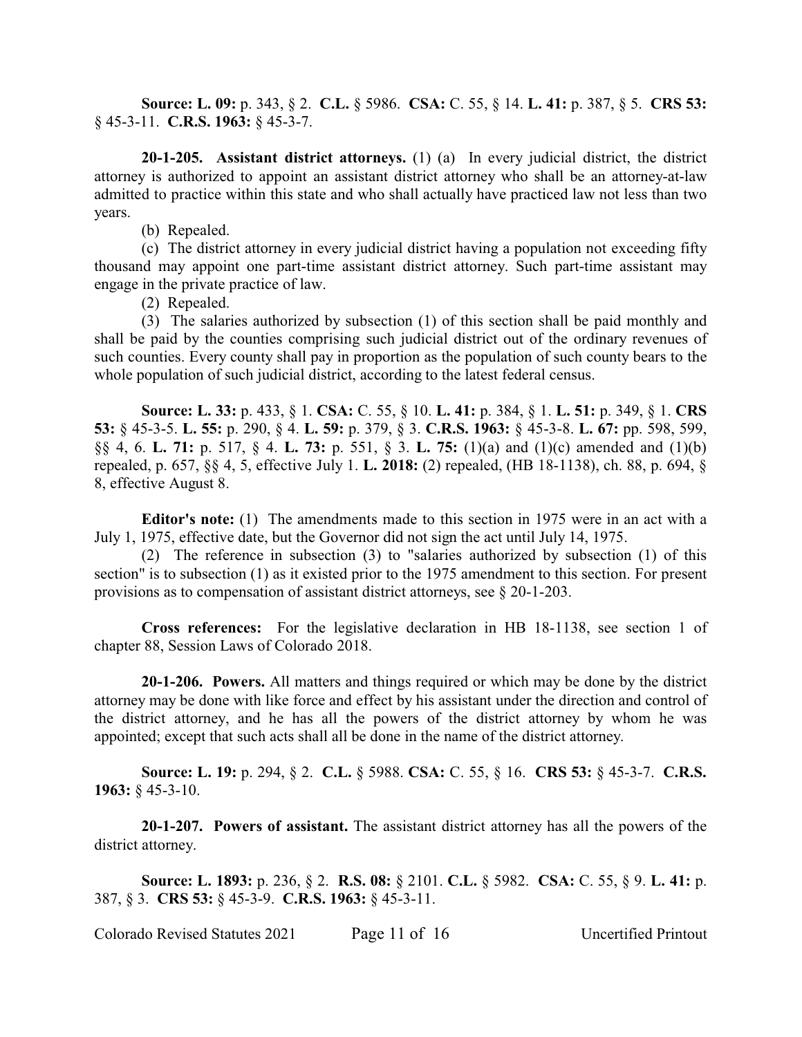**Source: L. 09:** p. 343, § 2. **C.L.** § 5986. **CSA:** C. 55, § 14. **L. 41:** p. 387, § 5. **CRS 53:** § 45-3-11. **C.R.S. 1963:** § 45-3-7.

**20-1-205. Assistant district attorneys.** (1) (a) In every judicial district, the district attorney is authorized to appoint an assistant district attorney who shall be an attorney-at-law admitted to practice within this state and who shall actually have practiced law not less than two years.

(b) Repealed.

(c) The district attorney in every judicial district having a population not exceeding fifty thousand may appoint one part-time assistant district attorney. Such part-time assistant may engage in the private practice of law.

(2) Repealed.

(3) The salaries authorized by subsection (1) of this section shall be paid monthly and shall be paid by the counties comprising such judicial district out of the ordinary revenues of such counties. Every county shall pay in proportion as the population of such county bears to the whole population of such judicial district, according to the latest federal census.

**Source: L. 33:** p. 433, § 1. **CSA:** C. 55, § 10. **L. 41:** p. 384, § 1. **L. 51:** p. 349, § 1. **CRS 53:** § 45-3-5. **L. 55:** p. 290, § 4. **L. 59:** p. 379, § 3. **C.R.S. 1963:** § 45-3-8. **L. 67:** pp. 598, 599, §§ 4, 6. **L. 71:** p. 517, § 4. **L. 73:** p. 551, § 3. **L. 75:** (1)(a) and (1)(c) amended and (1)(b) repealed, p. 657, §§ 4, 5, effective July 1. **L. 2018:** (2) repealed, (HB 18-1138), ch. 88, p. 694, § 8, effective August 8.

**Editor's note:** (1) The amendments made to this section in 1975 were in an act with a July 1, 1975, effective date, but the Governor did not sign the act until July 14, 1975.

(2) The reference in subsection (3) to "salaries authorized by subsection (1) of this section" is to subsection (1) as it existed prior to the 1975 amendment to this section. For present provisions as to compensation of assistant district attorneys, see § 20-1-203.

**Cross references:** For the legislative declaration in HB 18-1138, see section 1 of chapter 88, Session Laws of Colorado 2018.

**20-1-206. Powers.** All matters and things required or which may be done by the district attorney may be done with like force and effect by his assistant under the direction and control of the district attorney, and he has all the powers of the district attorney by whom he was appointed; except that such acts shall all be done in the name of the district attorney.

**Source: L. 19:** p. 294, § 2. **C.L.** § 5988. **CSA:** C. 55, § 16. **CRS 53:** § 45-3-7. **C.R.S. 1963:** § 45-3-10.

**20-1-207. Powers of assistant.** The assistant district attorney has all the powers of the district attorney.

**Source: L. 1893:** p. 236, § 2. **R.S. 08:** § 2101. **C.L.** § 5982. **CSA:** C. 55, § 9. **L. 41:** p. 387, § 3. **CRS 53:** § 45-3-9. **C.R.S. 1963:** § 45-3-11.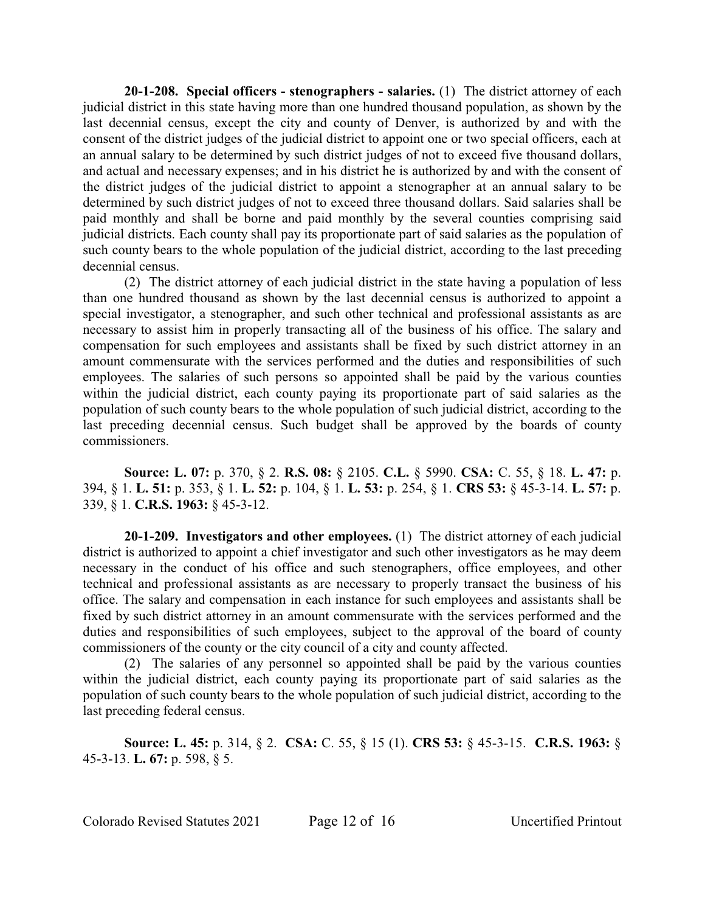**20-1-208. Special officers - stenographers - salaries.** (1) The district attorney of each judicial district in this state having more than one hundred thousand population, as shown by the last decennial census, except the city and county of Denver, is authorized by and with the consent of the district judges of the judicial district to appoint one or two special officers, each at an annual salary to be determined by such district judges of not to exceed five thousand dollars, and actual and necessary expenses; and in his district he is authorized by and with the consent of the district judges of the judicial district to appoint a stenographer at an annual salary to be determined by such district judges of not to exceed three thousand dollars. Said salaries shall be paid monthly and shall be borne and paid monthly by the several counties comprising said judicial districts. Each county shall pay its proportionate part of said salaries as the population of such county bears to the whole population of the judicial district, according to the last preceding decennial census.

(2) The district attorney of each judicial district in the state having a population of less than one hundred thousand as shown by the last decennial census is authorized to appoint a special investigator, a stenographer, and such other technical and professional assistants as are necessary to assist him in properly transacting all of the business of his office. The salary and compensation for such employees and assistants shall be fixed by such district attorney in an amount commensurate with the services performed and the duties and responsibilities of such employees. The salaries of such persons so appointed shall be paid by the various counties within the judicial district, each county paying its proportionate part of said salaries as the population of such county bears to the whole population of such judicial district, according to the last preceding decennial census. Such budget shall be approved by the boards of county commissioners.

**Source: L. 07:** p. 370, § 2. **R.S. 08:** § 2105. **C.L.** § 5990. **CSA:** C. 55, § 18. **L. 47:** p. 394, § 1. **L. 51:** p. 353, § 1. **L. 52:** p. 104, § 1. **L. 53:** p. 254, § 1. **CRS 53:** § 45-3-14. **L. 57:** p. 339, § 1. **C.R.S. 1963:** § 45-3-12.

**20-1-209. Investigators and other employees.** (1) The district attorney of each judicial district is authorized to appoint a chief investigator and such other investigators as he may deem necessary in the conduct of his office and such stenographers, office employees, and other technical and professional assistants as are necessary to properly transact the business of his office. The salary and compensation in each instance for such employees and assistants shall be fixed by such district attorney in an amount commensurate with the services performed and the duties and responsibilities of such employees, subject to the approval of the board of county commissioners of the county or the city council of a city and county affected.

(2) The salaries of any personnel so appointed shall be paid by the various counties within the judicial district, each county paying its proportionate part of said salaries as the population of such county bears to the whole population of such judicial district, according to the last preceding federal census.

**Source: L. 45:** p. 314, § 2. **CSA:** C. 55, § 15 (1). **CRS 53:** § 45-3-15. **C.R.S. 1963:** § 45-3-13. **L. 67:** p. 598, § 5.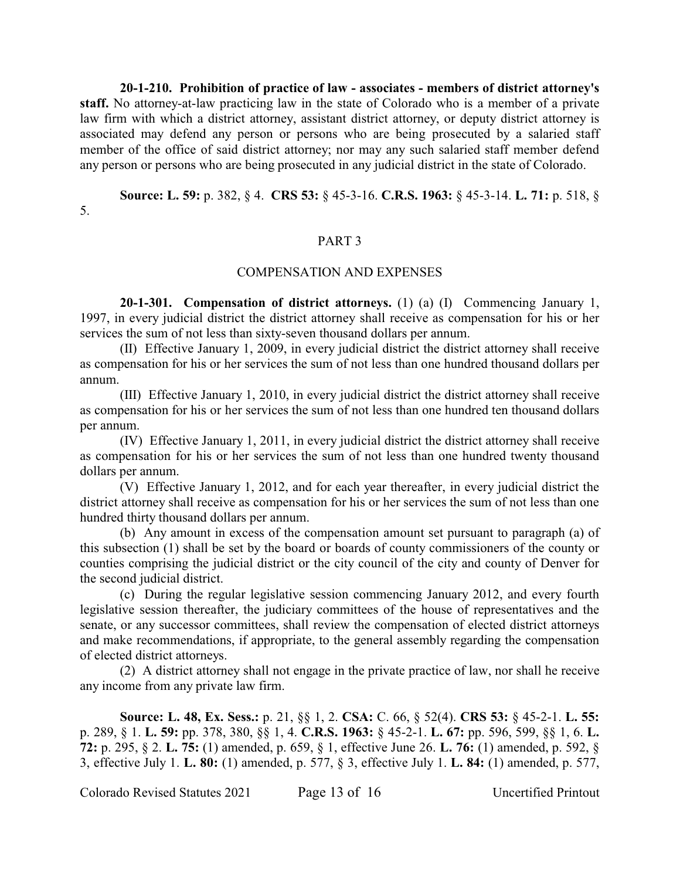**20-1-210. Prohibition of practice of law - associates - members of district attorney's staff.** No attorney-at-law practicing law in the state of Colorado who is a member of a private law firm with which a district attorney, assistant district attorney, or deputy district attorney is associated may defend any person or persons who are being prosecuted by a salaried staff member of the office of said district attorney; nor may any such salaried staff member defend any person or persons who are being prosecuted in any judicial district in the state of Colorado.

**Source: L. 59:** p. 382, § 4. **CRS 53:** § 45-3-16. **C.R.S. 1963:** § 45-3-14. **L. 71:** p. 518, § 5.

## PART 3

## COMPENSATION AND EXPENSES

**20-1-301. Compensation of district attorneys.** (1) (a) (I) Commencing January 1, 1997, in every judicial district the district attorney shall receive as compensation for his or her services the sum of not less than sixty-seven thousand dollars per annum.

(II) Effective January 1, 2009, in every judicial district the district attorney shall receive as compensation for his or her services the sum of not less than one hundred thousand dollars per annum.

(III) Effective January 1, 2010, in every judicial district the district attorney shall receive as compensation for his or her services the sum of not less than one hundred ten thousand dollars per annum.

(IV) Effective January 1, 2011, in every judicial district the district attorney shall receive as compensation for his or her services the sum of not less than one hundred twenty thousand dollars per annum.

(V) Effective January 1, 2012, and for each year thereafter, in every judicial district the district attorney shall receive as compensation for his or her services the sum of not less than one hundred thirty thousand dollars per annum.

(b) Any amount in excess of the compensation amount set pursuant to paragraph (a) of this subsection (1) shall be set by the board or boards of county commissioners of the county or counties comprising the judicial district or the city council of the city and county of Denver for the second judicial district.

(c) During the regular legislative session commencing January 2012, and every fourth legislative session thereafter, the judiciary committees of the house of representatives and the senate, or any successor committees, shall review the compensation of elected district attorneys and make recommendations, if appropriate, to the general assembly regarding the compensation of elected district attorneys.

(2) A district attorney shall not engage in the private practice of law, nor shall he receive any income from any private law firm.

**Source: L. 48, Ex. Sess.:** p. 21, §§ 1, 2. **CSA:** C. 66, § 52(4). **CRS 53:** § 45-2-1. **L. 55:** p. 289, § 1. **L. 59:** pp. 378, 380, §§ 1, 4. **C.R.S. 1963:** § 45-2-1. **L. 67:** pp. 596, 599, §§ 1, 6. **L. 72:** p. 295, § 2. **L. 75:** (1) amended, p. 659, § 1, effective June 26. **L. 76:** (1) amended, p. 592, § 3, effective July 1. **L. 80:** (1) amended, p. 577, § 3, effective July 1. **L. 84:** (1) amended, p. 577,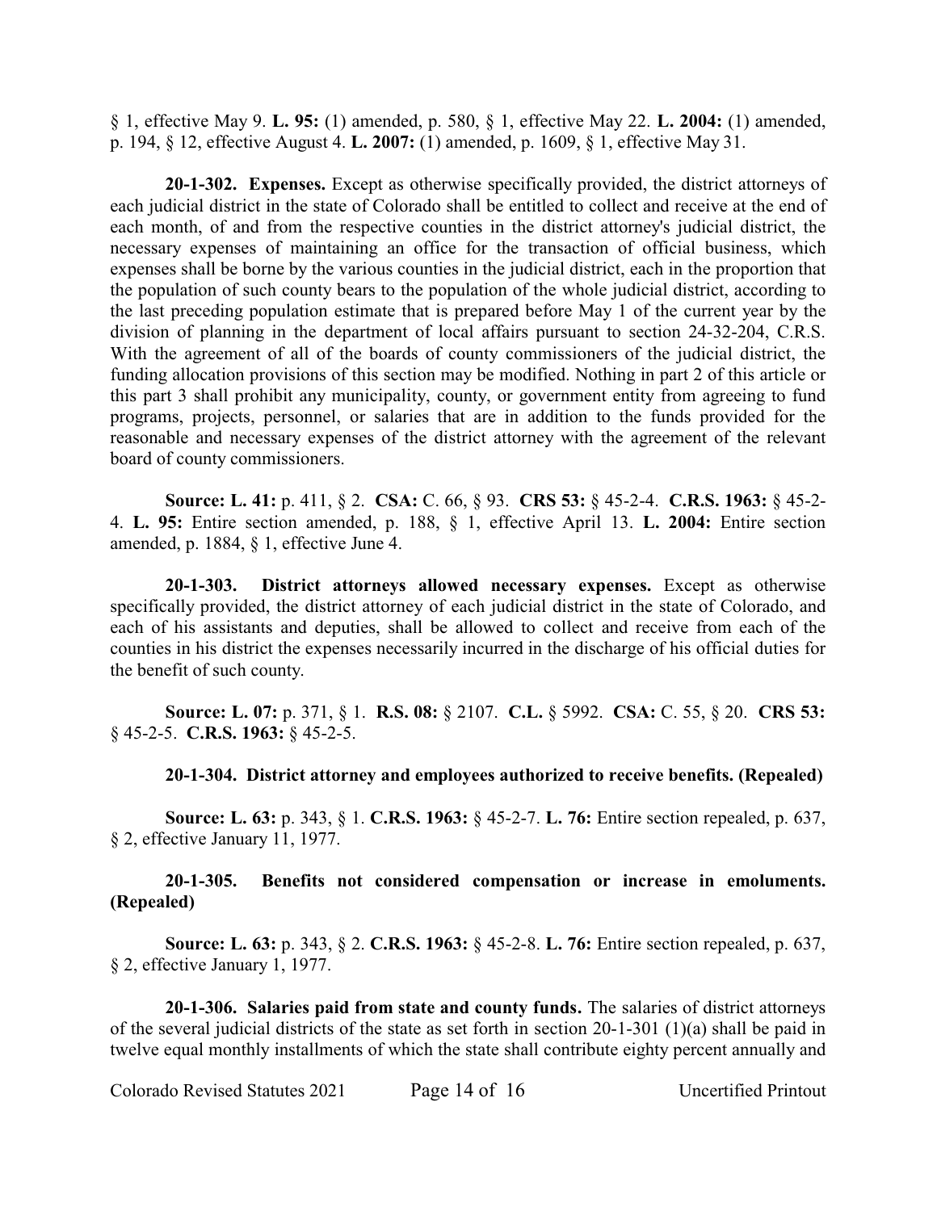§ 1, effective May 9. **L. 95:** (1) amended, p. 580, § 1, effective May 22. **L. 2004:** (1) amended, p. 194, § 12, effective August 4. **L. 2007:** (1) amended, p. 1609, § 1, effective May 31.

**20-1-302. Expenses.** Except as otherwise specifically provided, the district attorneys of each judicial district in the state of Colorado shall be entitled to collect and receive at the end of each month, of and from the respective counties in the district attorney's judicial district, the necessary expenses of maintaining an office for the transaction of official business, which expenses shall be borne by the various counties in the judicial district, each in the proportion that the population of such county bears to the population of the whole judicial district, according to the last preceding population estimate that is prepared before May 1 of the current year by the division of planning in the department of local affairs pursuant to section 24-32-204, C.R.S. With the agreement of all of the boards of county commissioners of the judicial district, the funding allocation provisions of this section may be modified. Nothing in part 2 of this article or this part 3 shall prohibit any municipality, county, or government entity from agreeing to fund programs, projects, personnel, or salaries that are in addition to the funds provided for the reasonable and necessary expenses of the district attorney with the agreement of the relevant board of county commissioners.

**Source: L. 41:** p. 411, § 2. **CSA:** C. 66, § 93. **CRS 53:** § 45-2-4. **C.R.S. 1963:** § 45-2-4. **L. 95:** Entire section amended, p. 188, § 1, effective April 13. **L. 2004:** Entire section amended, p. 1884, § 1, effective June 4.

**20-1-303. District attorneys allowed necessary expenses.** Except as otherwise specifically provided, the district attorney of each judicial district in the state of Colorado, and each of his assistants and deputies, shall be allowed to collect and receive from each of the counties in his district the expenses necessarily incurred in the discharge of his official duties for the benefit of such county.

**Source: L. 07:** p. 371, § 1. **R.S. 08:** § 2107. **C.L.** § 5992. **CSA:** C. 55, § 20. **CRS 53:** § 45-2-5. **C.R.S. 1963:** § 45-2-5.

**20-1-304. District attorney and employees authorized to receive benefits. (Repealed)**

**Source: L. 63:** p. 343, § 1. **C.R.S. 1963:** § 45-2-7. **L. 76:** Entire section repealed, p. 637, § 2, effective January 11, 1977.

**20-1-305. Benefits not considered compensation or increase in emoluments. (Repealed)**

**Source: L. 63:** p. 343, § 2. **C.R.S. 1963:** § 45-2-8. **L. 76:** Entire section repealed, p. 637, § 2, effective January 1, 1977.

**20-1-306. Salaries paid from state and county funds.** The salaries of district attorneys of the several judicial districts of the state as set forth in section 20-1-301 (1)(a) shall be paid in twelve equal monthly installments of which the state shall contribute eighty percent annually and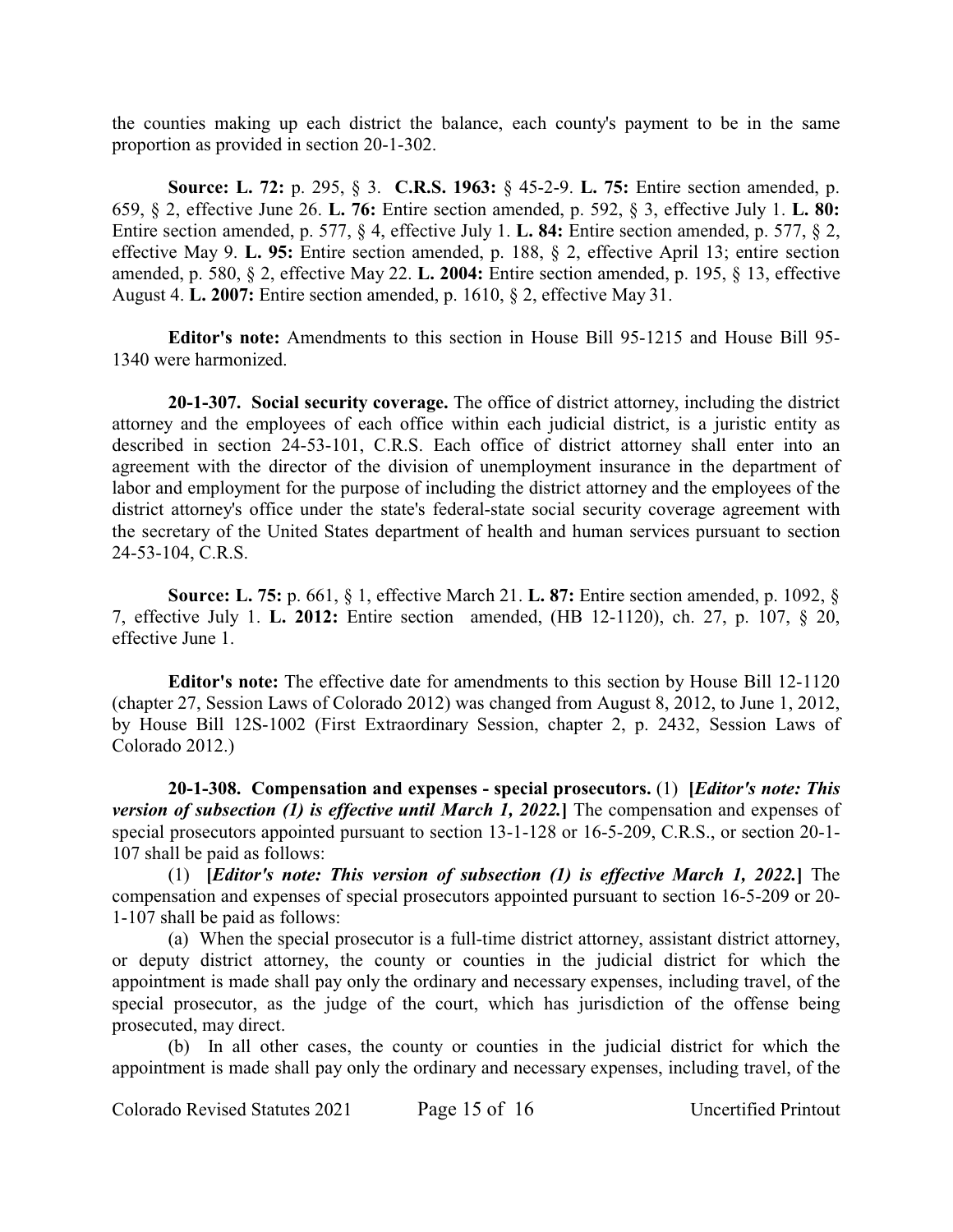the counties making up each district the balance, each county's payment to be in the same proportion as provided in section 20-1-302.

**Source: L. 72:** p. 295, § 3. **C.R.S. 1963:** § 45-2-9. **L. 75:** Entire section amended, p. 659, § 2, effective June 26. **L. 76:** Entire section amended, p. 592, § 3, effective July 1. **L. 80:** Entire section amended, p. 577, § 4, effective July 1. **L. 84:** Entire section amended, p. 577, § 2, effective May 9. **L. 95:** Entire section amended, p. 188, § 2, effective April 13; entire section amended, p. 580, § 2, effective May 22. **L. 2004:** Entire section amended, p. 195, § 13, effective August 4. **L. 2007:** Entire section amended, p. 1610, § 2, effective May 31.

**Editor's note:** Amendments to this section in House Bill 95-1215 and House Bill 95-1340 were harmonized.

**20-1-307. Social security coverage.** The office of district attorney, including the district attorney and the employees of each office within each judicial district, is a juristic entity as described in section 24-53-101, C.R.S. Each office of district attorney shall enter into an agreement with the director of the division of unemployment insurance in the department of labor and employment for the purpose of including the district attorney and the employees of the district attorney's office under the state's federal-state social security coverage agreement with the secretary of the United States department of health and human services pursuant to section 24-53-104, C.R.S.

**Source: L. 75:** p. 661, § 1, effective March 21. **L. 87:** Entire section amended, p. 1092, § 7, effective July 1. **L. 2012:** Entire section amended, (HB 12-1120), ch. 27, p. 107, § 20, effective June 1.

**Editor's note:** The effective date for amendments to this section by House Bill 12-1120 (chapter 27, Session Laws of Colorado 2012) was changed from August 8, 2012, to June 1, 2012, by House Bill 12S-1002 (First Extraordinary Session, chapter 2, p. 2432, Session Laws of Colorado 2012.)

**20-1-308. Compensation and expenses - special prosecutors.** (1) **[*Editor's note: This version of subsection (1) is effective until March 1, 2022.*]** The compensation and expenses of special prosecutors appointed pursuant to section 13-1-128 or 16-5-209, C.R.S., or section 20-1-107 shall be paid as follows:

(1) **[*Editor's note: This version of subsection (1) is effective March 1, 2022.*]** The compensation and expenses of special prosecutors appointed pursuant to section 16-5-209 or 20-1-107 shall be paid as follows:

(a) When the special prosecutor is a full-time district attorney, assistant district attorney, or deputy district attorney, the county or counties in the judicial district for which the appointment is made shall pay only the ordinary and necessary expenses, including travel, of the special prosecutor, as the judge of the court, which has jurisdiction of the offense being prosecuted, may direct.

(b) In all other cases, the county or counties in the judicial district for which the appointment is made shall pay only the ordinary and necessary expenses, including travel, of the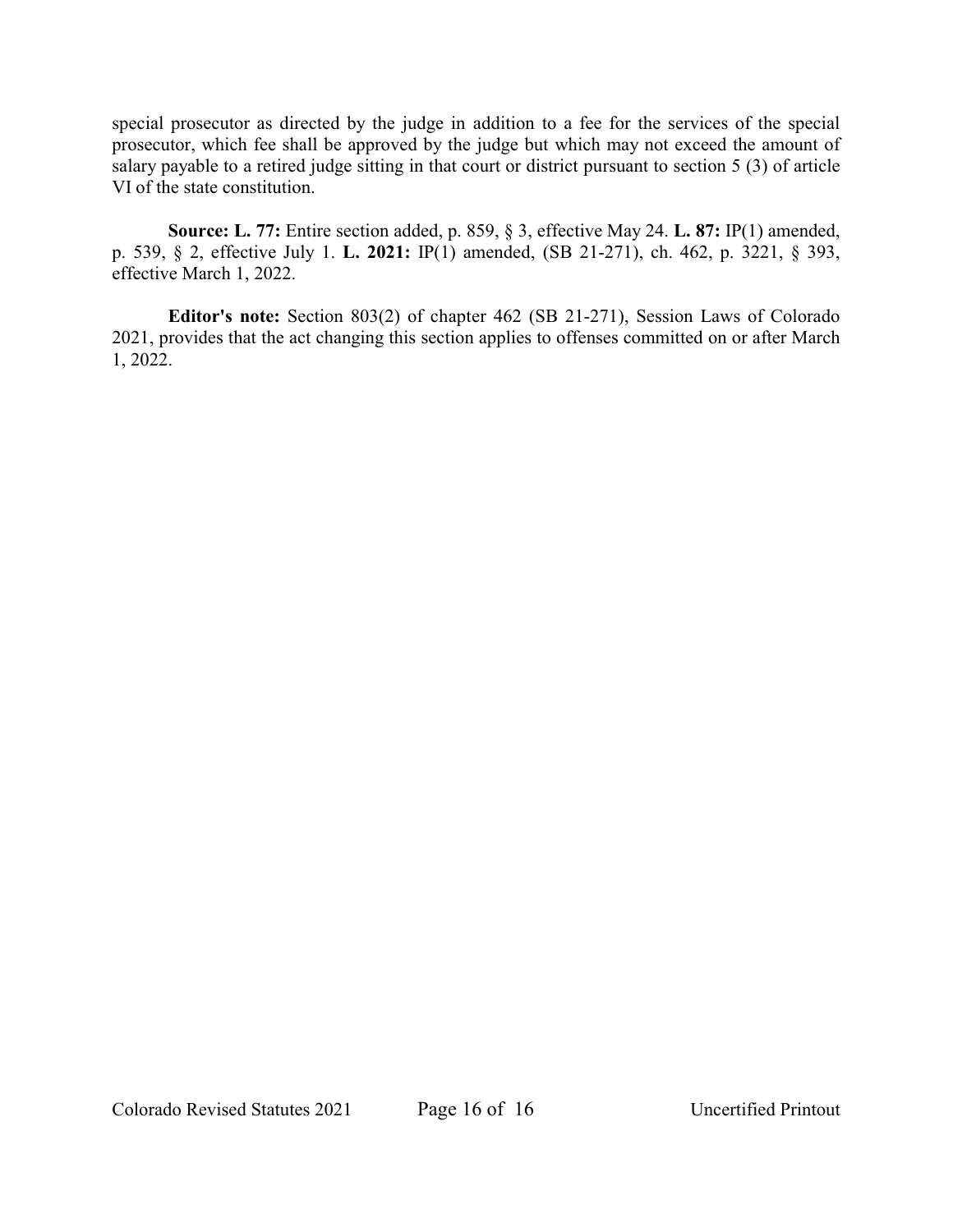special prosecutor as directed by the judge in addition to a fee for the services of the special prosecutor, which fee shall be approved by the judge but which may not exceed the amount of salary payable to a retired judge sitting in that court or district pursuant to section 5 (3) of article VI of the state constitution.

**Source: L. 77:** Entire section added, p. 859, § 3, effective May 24. **L. 87:** IP(1) amended, p. 539, § 2, effective July 1. **L. 2021:** IP(1) amended, (SB 21-271), ch. 462, p. 3221, § 393, effective March 1, 2022.

**Editor's note:** Section 803(2) of chapter 462 (SB 21-271), Session Laws of Colorado 2021, provides that the act changing this section applies to offenses committed on or after March 1, 2022.